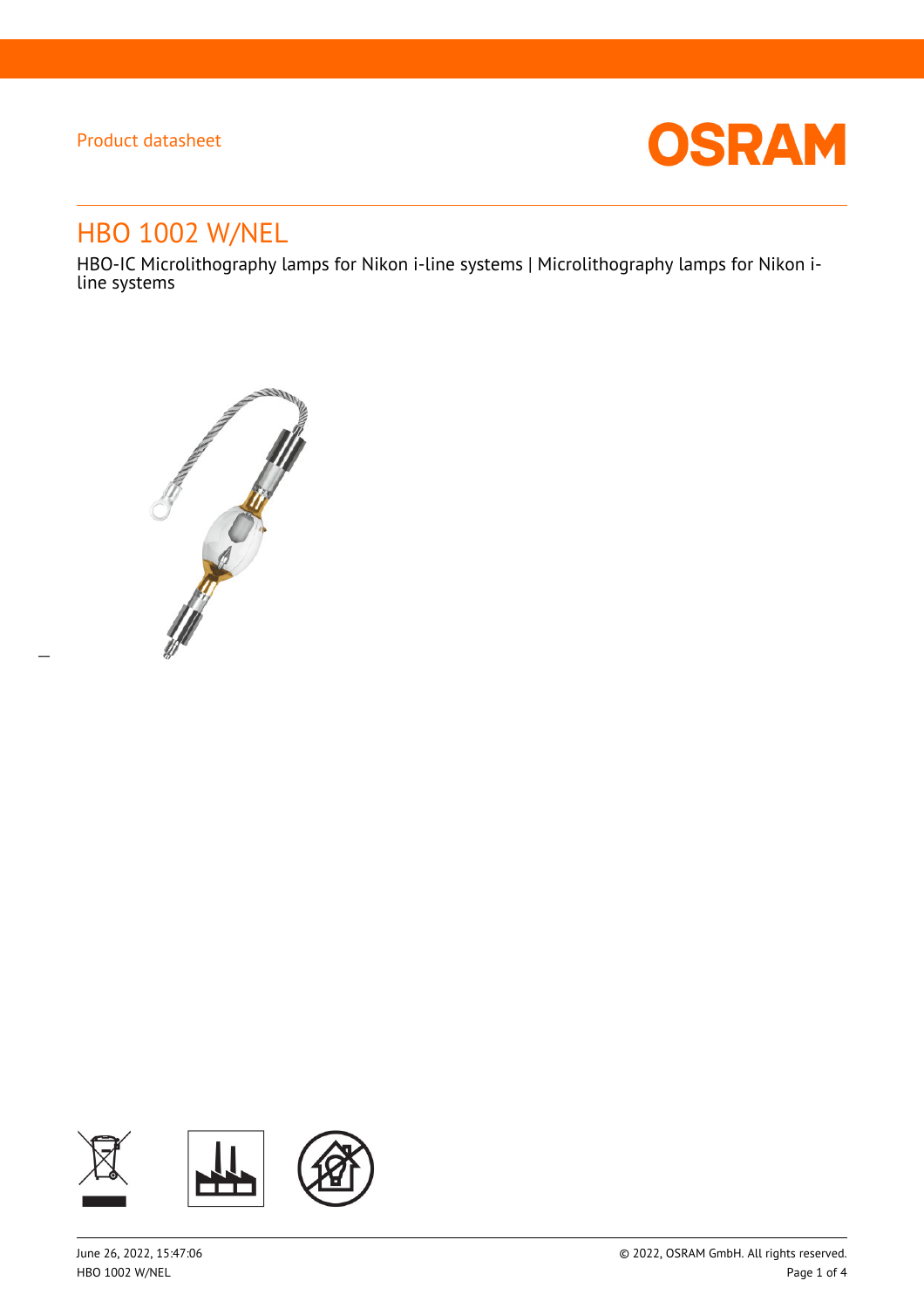Product datasheet

# HBO 1002 W/NEL

HBO-IC Microlithography lamps for Nikon i-line systems | Microlithography lamps for Nikon i-line systems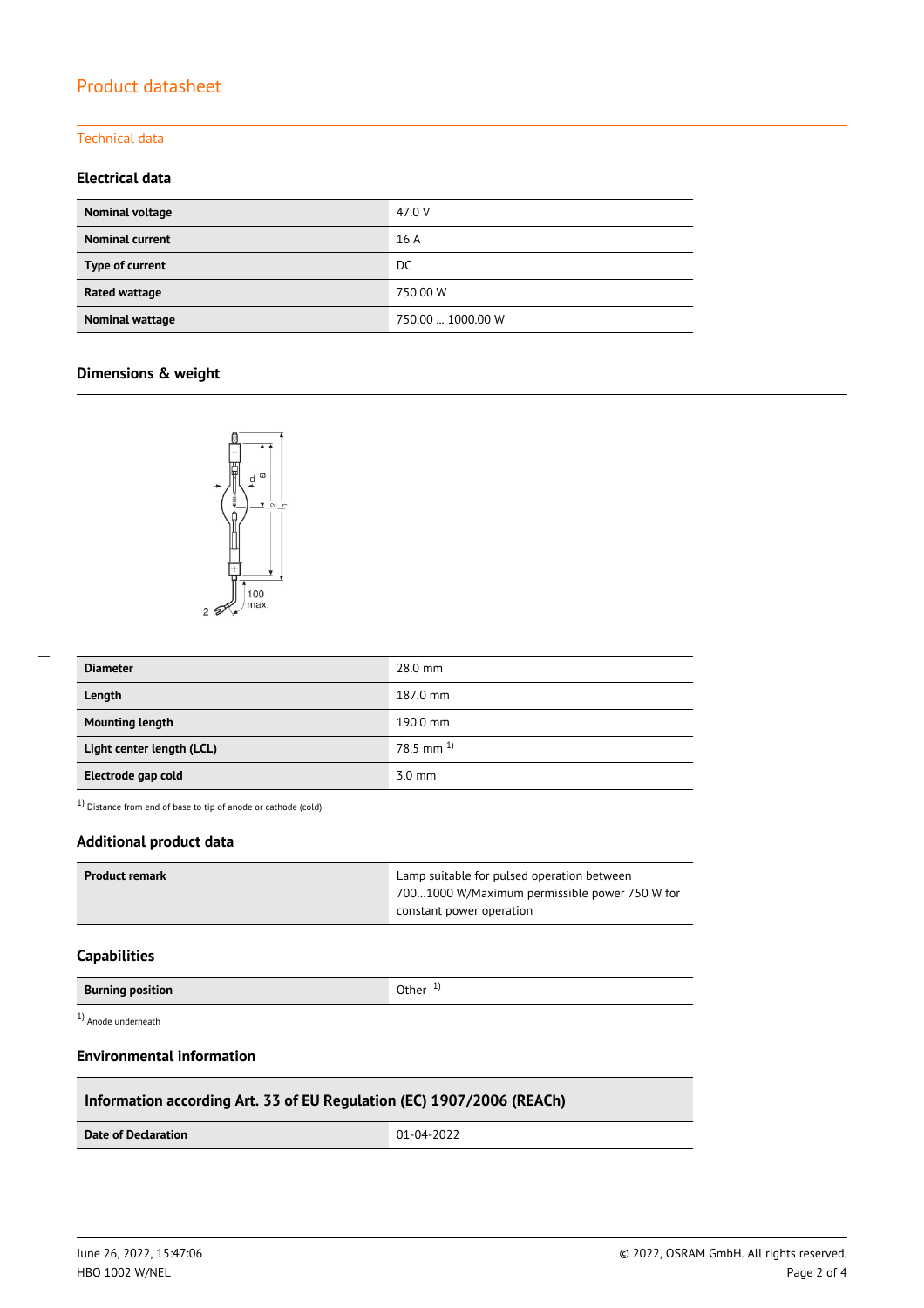# Product datasheet

## Technical data

### Electrical data

| | |
|---|---|
| **Nominal voltage** | 47.0 V |
| **Nominal current** | 16 A |
| **Type of current** | DC |
| **Rated wattage** | 750.00 W |
| **Nominal wattage** | 750.00 … 1000.00 W |

### Dimensions & weight

| | |
|---|---|
| **Diameter** | 28.0 mm |
| **Length** | 187.0 mm |
| **Mounting length** | 190.0 mm |
| **Light center length (LCL)** | 78.5 mm [1] |
| **Electrode gap cold** | 3.0 mm |

[1] Distance from end of base to tip of anode or cathode (cold)

### Additional product data

| | |
|---|---|
| **Product remark** | Lamp suitable for pulsed operation between 700…1000 W/Maximum permissible power 750 W for constant power operation |

### Capabilities

| | |
|---|---|
| **Burning position** | Other [1] |

[1] Anode underneath

### Environmental information

| Information according Art. 33 of EU Regulation (EC) 1907/2006 (REACh) | |
|---|---|
| **Date of Declaration** | 01-04-2022 |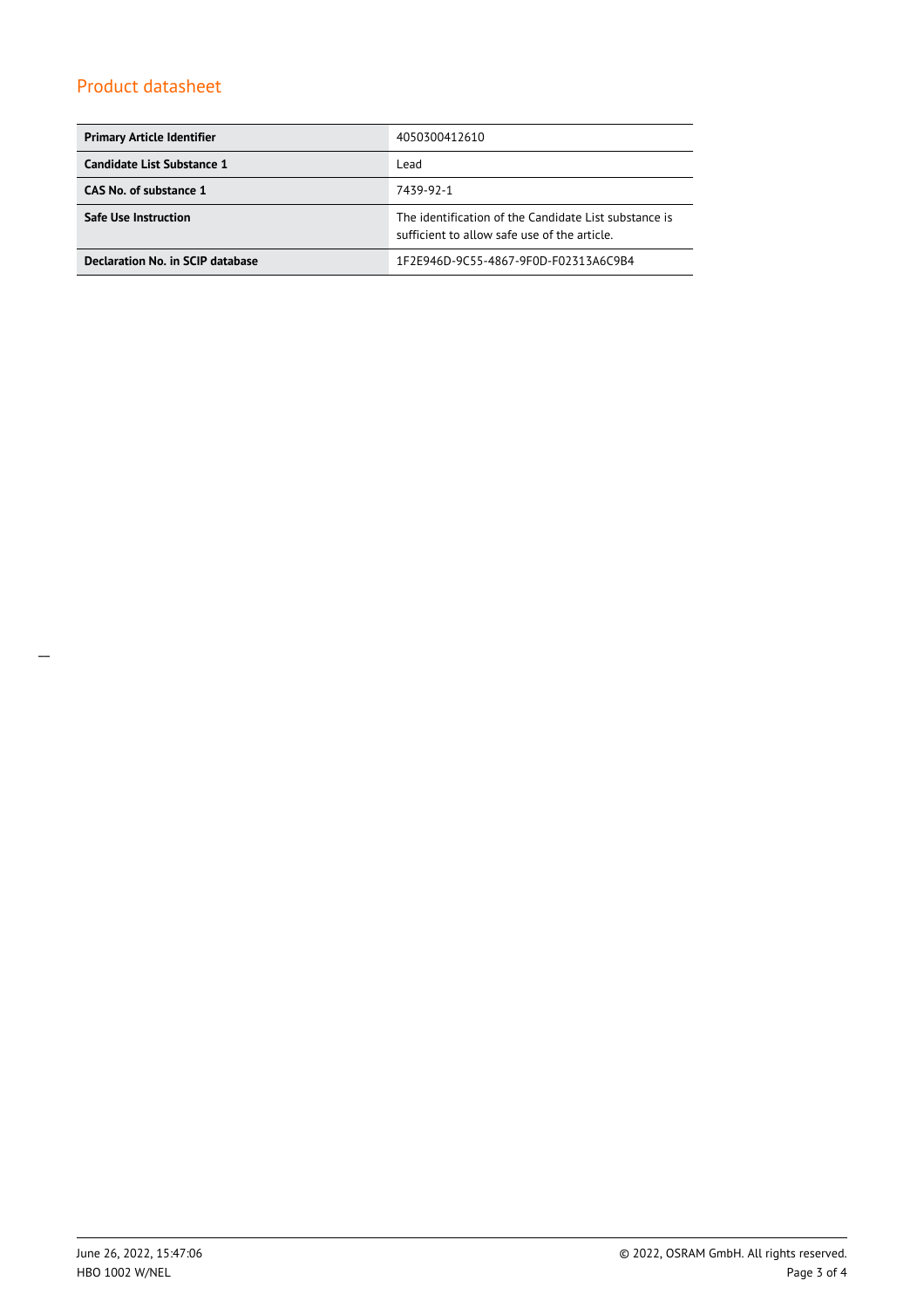## Product datasheet

| | |
|---|---|
| **Primary Article Identifier** | 4050300412610 |
| **Candidate List Substance 1** | Lead |
| **CAS No. of substance 1** | 7439-92-1 |
| **Safe Use Instruction** | The identification of the Candidate List substance is sufficient to allow safe use of the article. |
| **Declaration No. in SCIP database** | 1F2E946D-9C55-4867-9F0D-F02313A6C9B4 |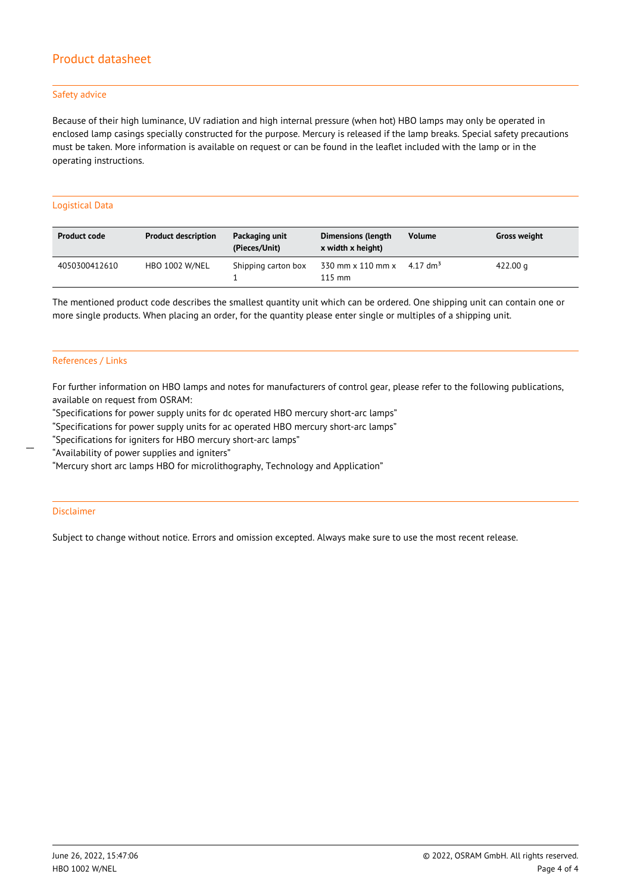# Product datasheet

## Safety advice

Because of their high luminance, UV radiation and high internal pressure (when hot) HBO lamps may only be operated in enclosed lamp casings specially constructed for the purpose. Mercury is released if the lamp breaks. Special safety precautions must be taken. More information is available on request or can be found in the leaflet included with the lamp or in the operating instructions.

## Logistical Data

| Product code | Product description | Packaging unit (Pieces/Unit) | Dimensions (length x width x height) | Volume | Gross weight |
|---|---|---|---|---|---|
| 4050300412610 | HBO 1002 W/NEL | Shipping carton box 1 | 330 mm x 110 mm x 115 mm | 4.17 $dm^3$ | 422.00 g |

The mentioned product code describes the smallest quantity unit which can be ordered. One shipping unit can contain one or more single products. When placing an order, for the quantity please enter single or multiples of a shipping unit.

## References / Links

For further information on HBO lamps and notes for manufacturers of control gear, please refer to the following publications, available on request from OSRAM:
"Specifications for power supply units for dc operated HBO mercury short-arc lamps"
"Specifications for power supply units for ac operated HBO mercury short-arc lamps"
"Specifications for igniters for HBO mercury short-arc lamps"
"Availability of power supplies and igniters"
"Mercury short arc lamps HBO for microlithography, Technology and Application"

## Disclaimer

Subject to change without notice. Errors and omission excepted. Always make sure to use the most recent release.